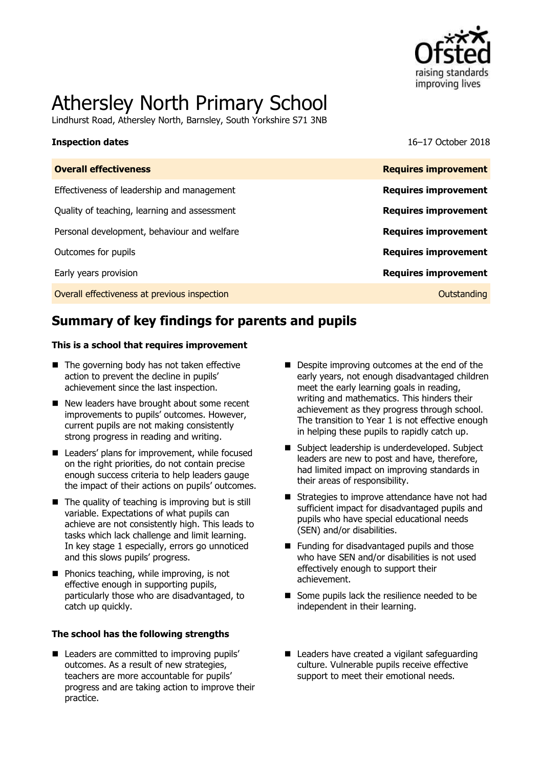# Athersley North Primary School

Lindhurst Road, Athersley North, Barnsley, South Yorkshire S71 3NB

**Inspection dates** 16–17 October 2018

| **Overall effectiveness** | **Requires improvement** |
| --- | --- |
| Effectiveness of leadership and management | **Requires improvement** |
| Quality of teaching, learning and assessment | **Requires improvement** |
| Personal development, behaviour and welfare | **Requires improvement** |
| Outcomes for pupils | **Requires improvement** |
| Early years provision | **Requires improvement** |
| Overall effectiveness at previous inspection | Outstanding |

## Summary of key findings for parents and pupils

**This is a school that requires improvement**

- The governing body has not taken effective action to prevent the decline in pupils' achievement since the last inspection.
- New leaders have brought about some recent improvements to pupils' outcomes. However, current pupils are not making consistently strong progress in reading and writing.
- Leaders' plans for improvement, while focused on the right priorities, do not contain precise enough success criteria to help leaders gauge the impact of their actions on pupils' outcomes.
- The quality of teaching is improving but is still variable. Expectations of what pupils can achieve are not consistently high. This leads to tasks which lack challenge and limit learning. In key stage 1 especially, errors go unnoticed and this slows pupils' progress.
- Phonics teaching, while improving, is not effective enough in supporting pupils, particularly those who are disadvantaged, to catch up quickly.
- Despite improving outcomes at the end of the early years, not enough disadvantaged children meet the early learning goals in reading, writing and mathematics. This hinders their achievement as they progress through school. The transition to Year 1 is not effective enough in helping these pupils to rapidly catch up.
- Subject leadership is underdeveloped. Subject leaders are new to post and have, therefore, had limited impact on improving standards in their areas of responsibility.
- Strategies to improve attendance have not had sufficient impact for disadvantaged pupils and pupils who have special educational needs (SEN) and/or disabilities.
- Funding for disadvantaged pupils and those who have SEN and/or disabilities is not used effectively enough to support their achievement.
- Some pupils lack the resilience needed to be independent in their learning.

**The school has the following strengths**

- Leaders are committed to improving pupils' outcomes. As a result of new strategies, teachers are more accountable for pupils' progress and are taking action to improve their practice.
- Leaders have created a vigilant safeguarding culture. Vulnerable pupils receive effective support to meet their emotional needs.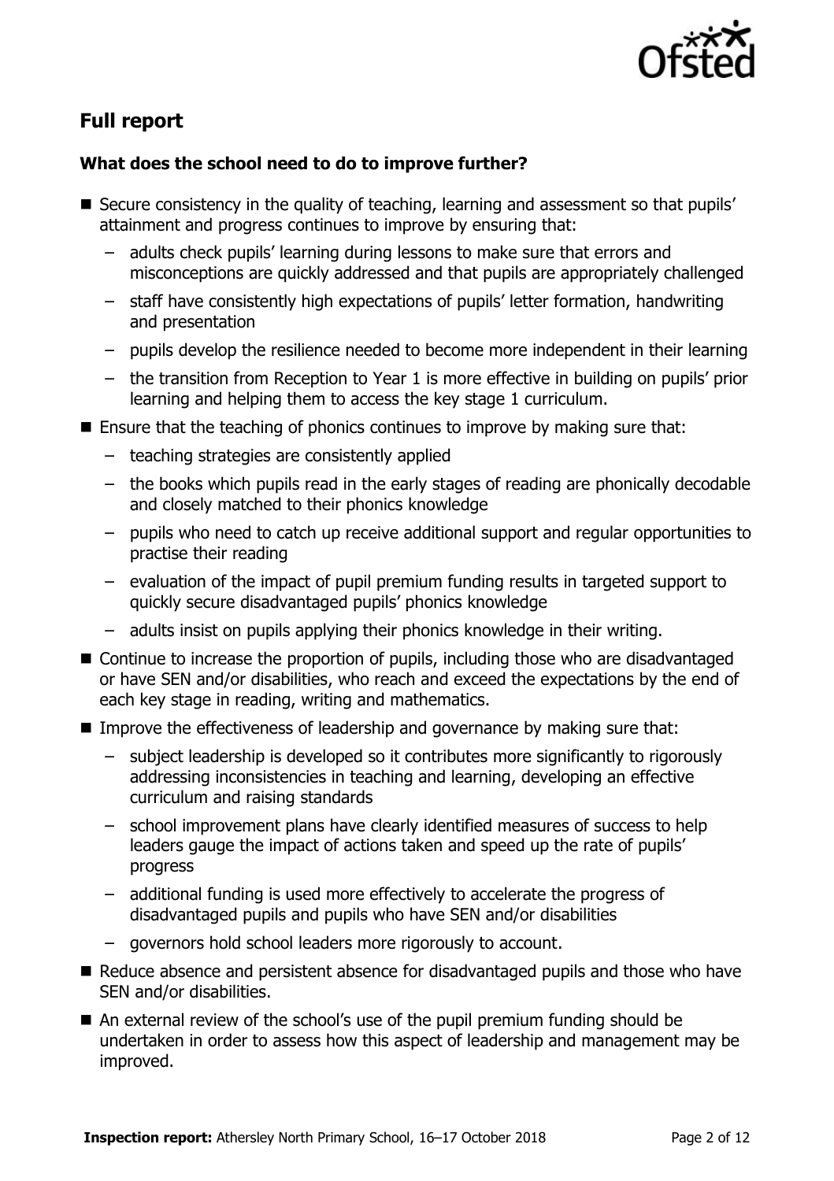## Full report

### What does the school need to do to improve further?

- Secure consistency in the quality of teaching, learning and assessment so that pupils' attainment and progress continues to improve by ensuring that:
  - adults check pupils' learning during lessons to make sure that errors and misconceptions are quickly addressed and that pupils are appropriately challenged
  - staff have consistently high expectations of pupils' letter formation, handwriting and presentation
  - pupils develop the resilience needed to become more independent in their learning
  - the transition from Reception to Year 1 is more effective in building on pupils' prior learning and helping them to access the key stage 1 curriculum.
- Ensure that the teaching of phonics continues to improve by making sure that:
  - teaching strategies are consistently applied
  - the books which pupils read in the early stages of reading are phonically decodable and closely matched to their phonics knowledge
  - pupils who need to catch up receive additional support and regular opportunities to practise their reading
  - evaluation of the impact of pupil premium funding results in targeted support to quickly secure disadvantaged pupils' phonics knowledge
  - adults insist on pupils applying their phonics knowledge in their writing.
- Continue to increase the proportion of pupils, including those who are disadvantaged or have SEN and/or disabilities, who reach and exceed the expectations by the end of each key stage in reading, writing and mathematics.
- Improve the effectiveness of leadership and governance by making sure that:
  - subject leadership is developed so it contributes more significantly to rigorously addressing inconsistencies in teaching and learning, developing an effective curriculum and raising standards
  - school improvement plans have clearly identified measures of success to help leaders gauge the impact of actions taken and speed up the rate of pupils' progress
  - additional funding is used more effectively to accelerate the progress of disadvantaged pupils and pupils who have SEN and/or disabilities
  - governors hold school leaders more rigorously to account.
- Reduce absence and persistent absence for disadvantaged pupils and those who have SEN and/or disabilities.
- An external review of the school's use of the pupil premium funding should be undertaken in order to assess how this aspect of leadership and management may be improved.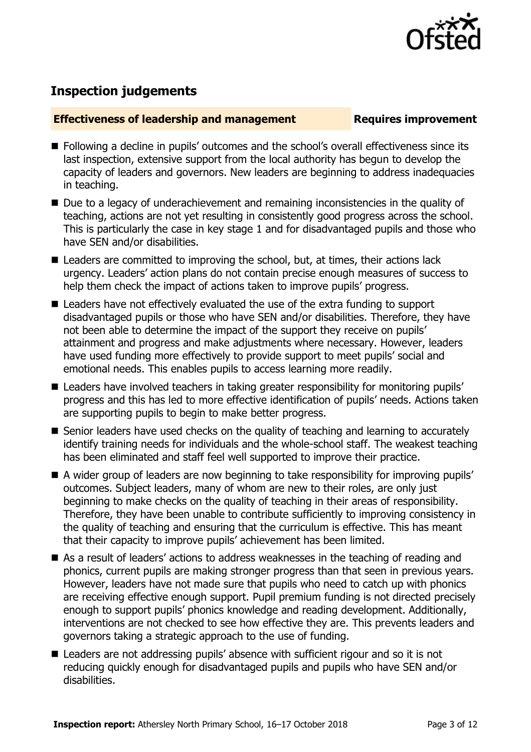## Inspection judgements

| **Effectiveness of leadership and management** | **Requires improvement** |
| --- | --- |

- Following a decline in pupils' outcomes and the school's overall effectiveness since its last inspection, extensive support from the local authority has begun to develop the capacity of leaders and governors. New leaders are beginning to address inadequacies in teaching.
- Due to a legacy of underachievement and remaining inconsistencies in the quality of teaching, actions are not yet resulting in consistently good progress across the school. This is particularly the case in key stage 1 and for disadvantaged pupils and those who have SEN and/or disabilities.
- Leaders are committed to improving the school, but, at times, their actions lack urgency. Leaders' action plans do not contain precise enough measures of success to help them check the impact of actions taken to improve pupils' progress.
- Leaders have not effectively evaluated the use of the extra funding to support disadvantaged pupils or those who have SEN and/or disabilities. Therefore, they have not been able to determine the impact of the support they receive on pupils' attainment and progress and make adjustments where necessary. However, leaders have used funding more effectively to provide support to meet pupils' social and emotional needs. This enables pupils to access learning more readily.
- Leaders have involved teachers in taking greater responsibility for monitoring pupils' progress and this has led to more effective identification of pupils' needs. Actions taken are supporting pupils to begin to make better progress.
- Senior leaders have used checks on the quality of teaching and learning to accurately identify training needs for individuals and the whole-school staff. The weakest teaching has been eliminated and staff feel well supported to improve their practice.
- A wider group of leaders are now beginning to take responsibility for improving pupils' outcomes. Subject leaders, many of whom are new to their roles, are only just beginning to make checks on the quality of teaching in their areas of responsibility. Therefore, they have been unable to contribute sufficiently to improving consistency in the quality of teaching and ensuring that the curriculum is effective. This has meant that their capacity to improve pupils' achievement has been limited.
- As a result of leaders' actions to address weaknesses in the teaching of reading and phonics, current pupils are making stronger progress than that seen in previous years. However, leaders have not made sure that pupils who need to catch up with phonics are receiving effective enough support. Pupil premium funding is not directed precisely enough to support pupils' phonics knowledge and reading development. Additionally, interventions are not checked to see how effective they are. This prevents leaders and governors taking a strategic approach to the use of funding.
- Leaders are not addressing pupils' absence with sufficient rigour and so it is not reducing quickly enough for disadvantaged pupils and pupils who have SEN and/or disabilities.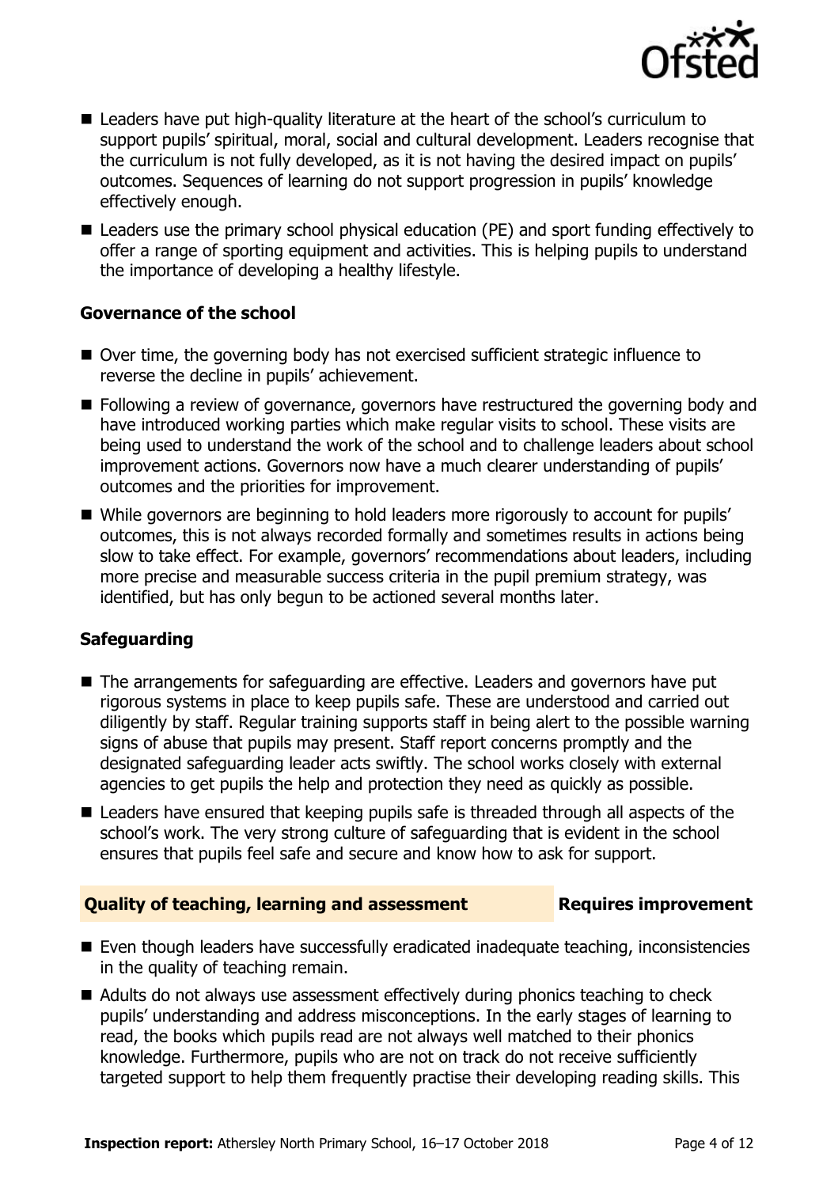- Leaders have put high-quality literature at the heart of the school's curriculum to support pupils' spiritual, moral, social and cultural development. Leaders recognise that the curriculum is not fully developed, as it is not having the desired impact on pupils' outcomes. Sequences of learning do not support progression in pupils' knowledge effectively enough.
- Leaders use the primary school physical education (PE) and sport funding effectively to offer a range of sporting equipment and activities. This is helping pupils to understand the importance of developing a healthy lifestyle.

### Governance of the school

- Over time, the governing body has not exercised sufficient strategic influence to reverse the decline in pupils' achievement.
- Following a review of governance, governors have restructured the governing body and have introduced working parties which make regular visits to school. These visits are being used to understand the work of the school and to challenge leaders about school improvement actions. Governors now have a much clearer understanding of pupils' outcomes and the priorities for improvement.
- While governors are beginning to hold leaders more rigorously to account for pupils' outcomes, this is not always recorded formally and sometimes results in actions being slow to take effect. For example, governors' recommendations about leaders, including more precise and measurable success criteria in the pupil premium strategy, was identified, but has only begun to be actioned several months later.

### Safeguarding

- The arrangements for safeguarding are effective. Leaders and governors have put rigorous systems in place to keep pupils safe. These are understood and carried out diligently by staff. Regular training supports staff in being alert to the possible warning signs of abuse that pupils may present. Staff report concerns promptly and the designated safeguarding leader acts swiftly. The school works closely with external agencies to get pupils the help and protection they need as quickly as possible.
- Leaders have ensured that keeping pupils safe is threaded through all aspects of the school's work. The very strong culture of safeguarding that is evident in the school ensures that pupils feel safe and secure and know how to ask for support.

## Quality of teaching, learning and assessment — Requires improvement

- Even though leaders have successfully eradicated inadequate teaching, inconsistencies in the quality of teaching remain.
- Adults do not always use assessment effectively during phonics teaching to check pupils' understanding and address misconceptions. In the early stages of learning to read, the books which pupils read are not always well matched to their phonics knowledge. Furthermore, pupils who are not on track do not receive sufficiently targeted support to help them frequently practise their developing reading skills. This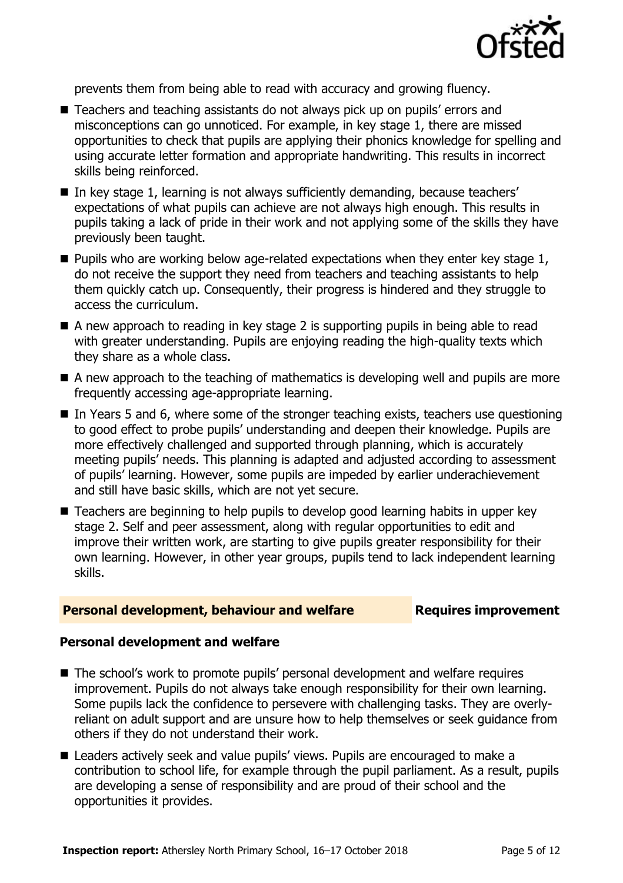prevents them from being able to read with accuracy and growing fluency.

- Teachers and teaching assistants do not always pick up on pupils' errors and misconceptions can go unnoticed. For example, in key stage 1, there are missed opportunities to check that pupils are applying their phonics knowledge for spelling and using accurate letter formation and appropriate handwriting. This results in incorrect skills being reinforced.
- In key stage 1, learning is not always sufficiently demanding, because teachers' expectations of what pupils can achieve are not always high enough. This results in pupils taking a lack of pride in their work and not applying some of the skills they have previously been taught.
- Pupils who are working below age-related expectations when they enter key stage 1, do not receive the support they need from teachers and teaching assistants to help them quickly catch up. Consequently, their progress is hindered and they struggle to access the curriculum.
- A new approach to reading in key stage 2 is supporting pupils in being able to read with greater understanding. Pupils are enjoying reading the high-quality texts which they share as a whole class.
- A new approach to the teaching of mathematics is developing well and pupils are more frequently accessing age-appropriate learning.
- In Years 5 and 6, where some of the stronger teaching exists, teachers use questioning to good effect to probe pupils' understanding and deepen their knowledge. Pupils are more effectively challenged and supported through planning, which is accurately meeting pupils' needs. This planning is adapted and adjusted according to assessment of pupils' learning. However, some pupils are impeded by earlier underachievement and still have basic skills, which are not yet secure.
- Teachers are beginning to help pupils to develop good learning habits in upper key stage 2. Self and peer assessment, along with regular opportunities to edit and improve their written work, are starting to give pupils greater responsibility for their own learning. However, in other year groups, pupils tend to lack independent learning skills.

## Personal development, behaviour and welfare — Requires improvement

### Personal development and welfare

- The school's work to promote pupils' personal development and welfare requires improvement. Pupils do not always take enough responsibility for their own learning. Some pupils lack the confidence to persevere with challenging tasks. They are overly-reliant on adult support and are unsure how to help themselves or seek guidance from others if they do not understand their work.
- Leaders actively seek and value pupils' views. Pupils are encouraged to make a contribution to school life, for example through the pupil parliament. As a result, pupils are developing a sense of responsibility and are proud of their school and the opportunities it provides.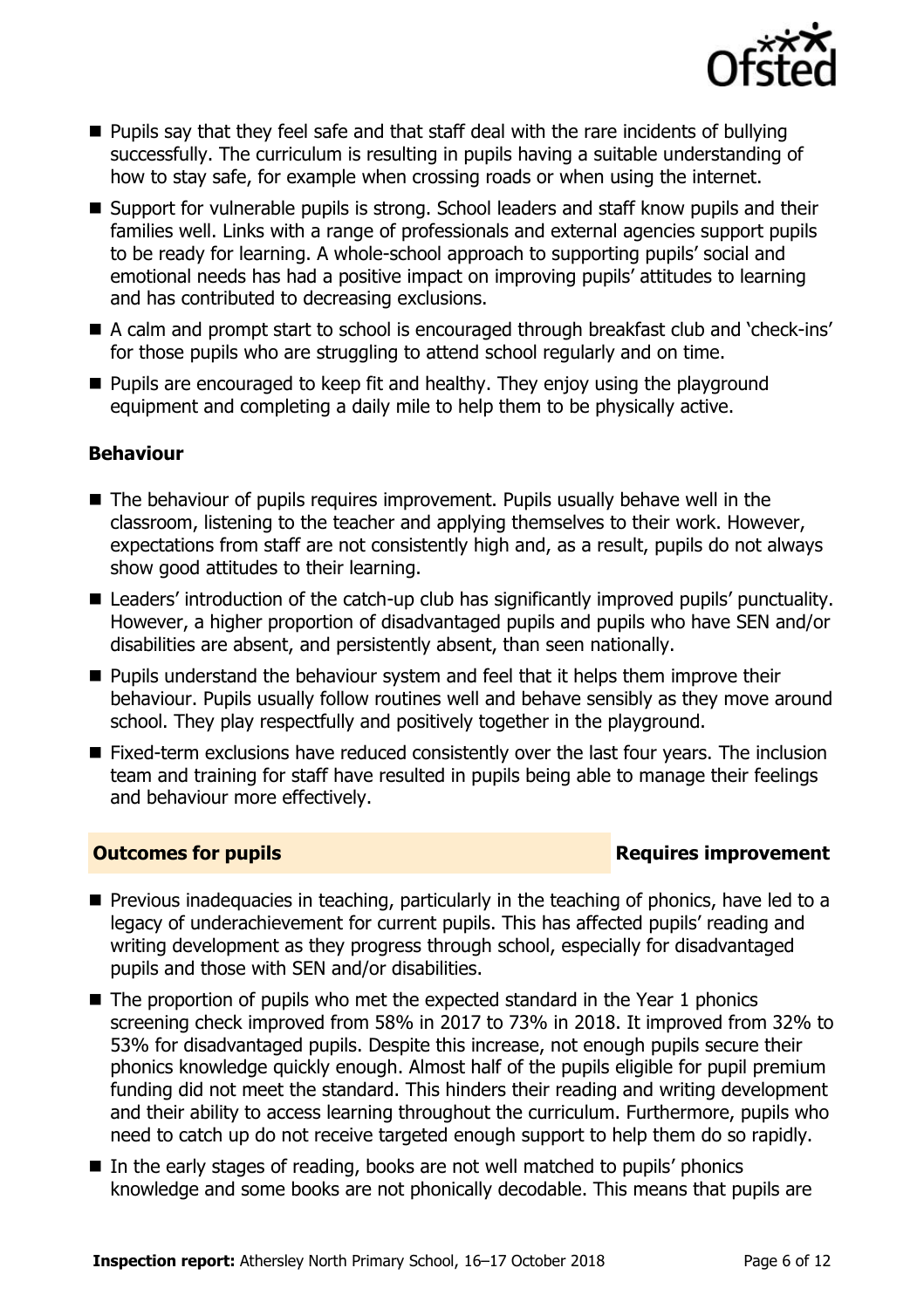- Pupils say that they feel safe and that staff deal with the rare incidents of bullying successfully. The curriculum is resulting in pupils having a suitable understanding of how to stay safe, for example when crossing roads or when using the internet.
- Support for vulnerable pupils is strong. School leaders and staff know pupils and their families well. Links with a range of professionals and external agencies support pupils to be ready for learning. A whole-school approach to supporting pupils' social and emotional needs has had a positive impact on improving pupils' attitudes to learning and has contributed to decreasing exclusions.
- A calm and prompt start to school is encouraged through breakfast club and 'check-ins' for those pupils who are struggling to attend school regularly and on time.
- Pupils are encouraged to keep fit and healthy. They enjoy using the playground equipment and completing a daily mile to help them to be physically active.

### Behaviour

- The behaviour of pupils requires improvement. Pupils usually behave well in the classroom, listening to the teacher and applying themselves to their work. However, expectations from staff are not consistently high and, as a result, pupils do not always show good attitudes to their learning.
- Leaders' introduction of the catch-up club has significantly improved pupils' punctuality. However, a higher proportion of disadvantaged pupils and pupils who have SEN and/or disabilities are absent, and persistently absent, than seen nationally.
- Pupils understand the behaviour system and feel that it helps them improve their behaviour. Pupils usually follow routines well and behave sensibly as they move around school. They play respectfully and positively together in the playground.
- Fixed-term exclusions have reduced consistently over the last four years. The inclusion team and training for staff have resulted in pupils being able to manage their feelings and behaviour more effectively.

## Outcomes for pupils — Requires improvement

- Previous inadequacies in teaching, particularly in the teaching of phonics, have led to a legacy of underachievement for current pupils. This has affected pupils' reading and writing development as they progress through school, especially for disadvantaged pupils and those with SEN and/or disabilities.
- The proportion of pupils who met the expected standard in the Year 1 phonics screening check improved from 58% in 2017 to 73% in 2018. It improved from 32% to 53% for disadvantaged pupils. Despite this increase, not enough pupils secure their phonics knowledge quickly enough. Almost half of the pupils eligible for pupil premium funding did not meet the standard. This hinders their reading and writing development and their ability to access learning throughout the curriculum. Furthermore, pupils who need to catch up do not receive targeted enough support to help them do so rapidly.
- In the early stages of reading, books are not well matched to pupils' phonics knowledge and some books are not phonically decodable. This means that pupils are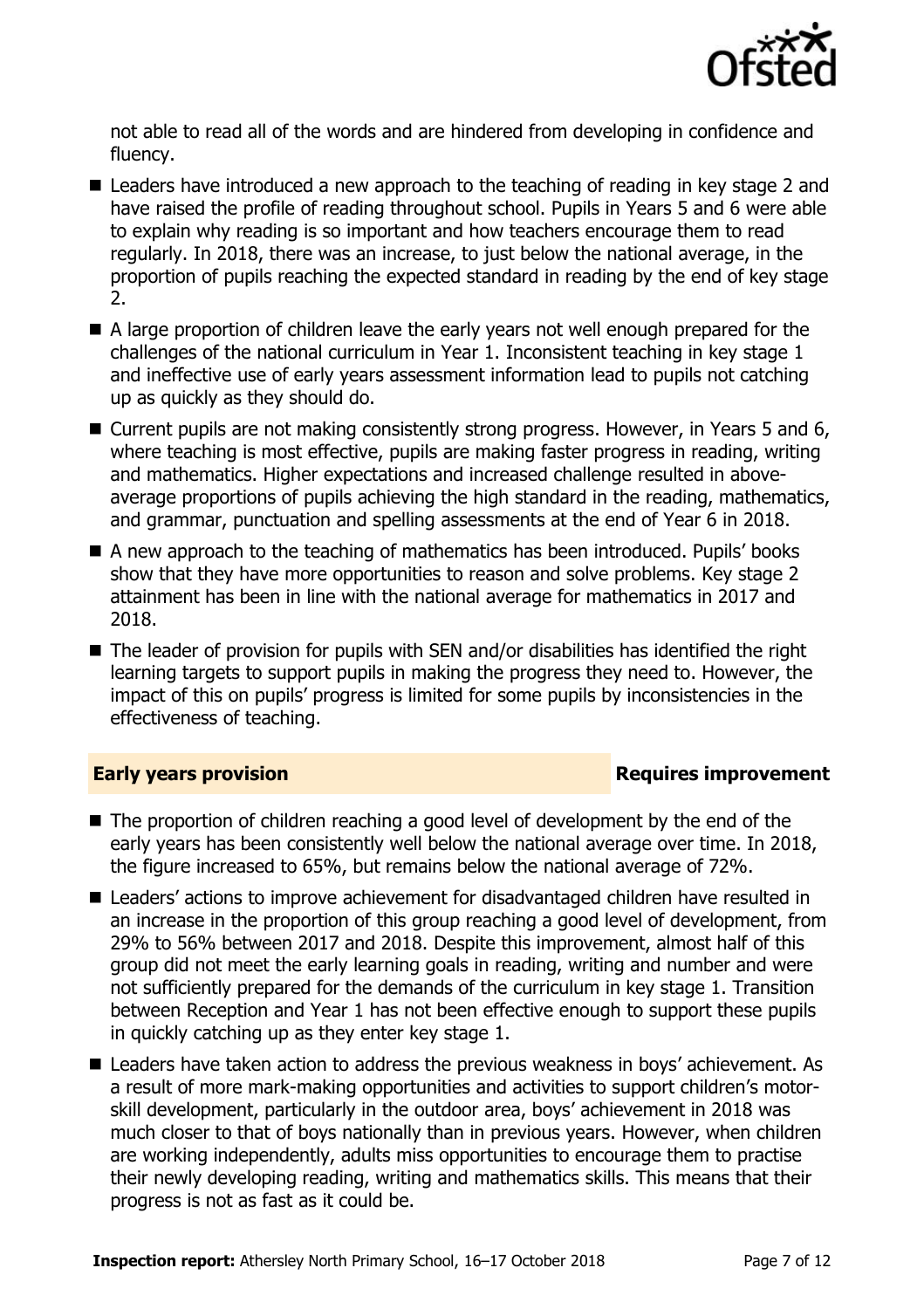not able to read all of the words and are hindered from developing in confidence and fluency.

- Leaders have introduced a new approach to the teaching of reading in key stage 2 and have raised the profile of reading throughout school. Pupils in Years 5 and 6 were able to explain why reading is so important and how teachers encourage them to read regularly. In 2018, there was an increase, to just below the national average, in the proportion of pupils reaching the expected standard in reading by the end of key stage 2.
- A large proportion of children leave the early years not well enough prepared for the challenges of the national curriculum in Year 1. Inconsistent teaching in key stage 1 and ineffective use of early years assessment information lead to pupils not catching up as quickly as they should do.
- Current pupils are not making consistently strong progress. However, in Years 5 and 6, where teaching is most effective, pupils are making faster progress in reading, writing and mathematics. Higher expectations and increased challenge resulted in above-average proportions of pupils achieving the high standard in the reading, mathematics, and grammar, punctuation and spelling assessments at the end of Year 6 in 2018.
- A new approach to the teaching of mathematics has been introduced. Pupils' books show that they have more opportunities to reason and solve problems. Key stage 2 attainment has been in line with the national average for mathematics in 2017 and 2018.
- The leader of provision for pupils with SEN and/or disabilities has identified the right learning targets to support pupils in making the progress they need to. However, the impact of this on pupils' progress is limited for some pupils by inconsistencies in the effectiveness of teaching.

## Early years provision — Requires improvement

- The proportion of children reaching a good level of development by the end of the early years has been consistently well below the national average over time. In 2018, the figure increased to 65%, but remains below the national average of 72%.
- Leaders' actions to improve achievement for disadvantaged children have resulted in an increase in the proportion of this group reaching a good level of development, from 29% to 56% between 2017 and 2018. Despite this improvement, almost half of this group did not meet the early learning goals in reading, writing and number and were not sufficiently prepared for the demands of the curriculum in key stage 1. Transition between Reception and Year 1 has not been effective enough to support these pupils in quickly catching up as they enter key stage 1.
- Leaders have taken action to address the previous weakness in boys' achievement. As a result of more mark-making opportunities and activities to support children's motor-skill development, particularly in the outdoor area, boys' achievement in 2018 was much closer to that of boys nationally than in previous years. However, when children are working independently, adults miss opportunities to encourage them to practise their newly developing reading, writing and mathematics skills. This means that their progress is not as fast as it could be.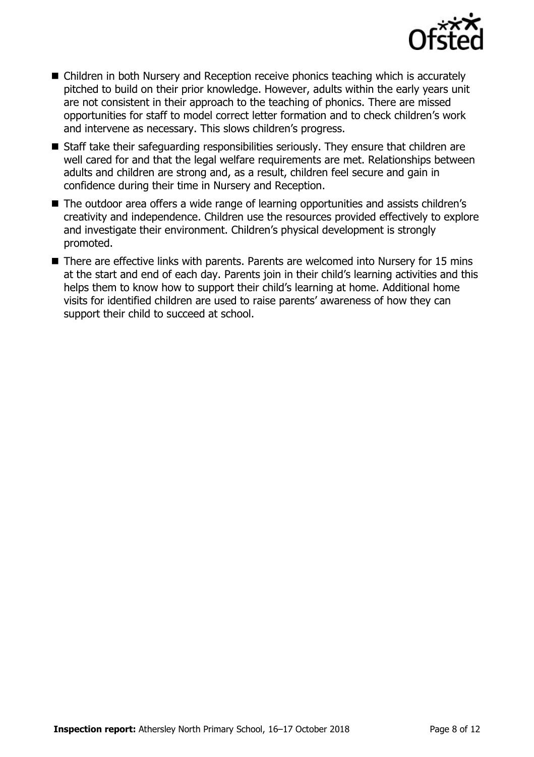- Children in both Nursery and Reception receive phonics teaching which is accurately pitched to build on their prior knowledge. However, adults within the early years unit are not consistent in their approach to the teaching of phonics. There are missed opportunities for staff to model correct letter formation and to check children's work and intervene as necessary. This slows children's progress.
- Staff take their safeguarding responsibilities seriously. They ensure that children are well cared for and that the legal welfare requirements are met. Relationships between adults and children are strong and, as a result, children feel secure and gain in confidence during their time in Nursery and Reception.
- The outdoor area offers a wide range of learning opportunities and assists children's creativity and independence. Children use the resources provided effectively to explore and investigate their environment. Children's physical development is strongly promoted.
- There are effective links with parents. Parents are welcomed into Nursery for 15 mins at the start and end of each day. Parents join in their child's learning activities and this helps them to know how to support their child's learning at home. Additional home visits for identified children are used to raise parents' awareness of how they can support their child to succeed at school.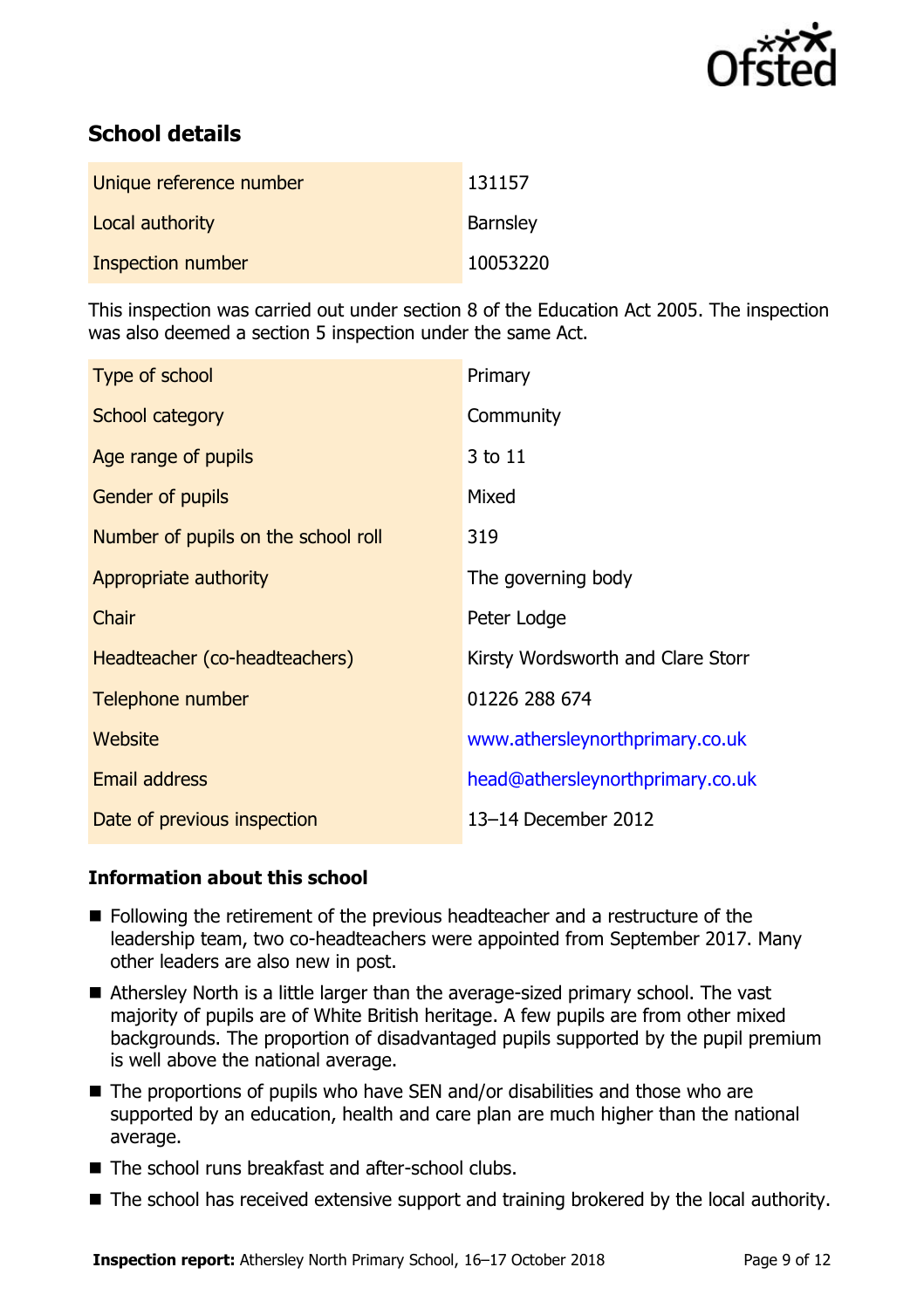## School details

| | |
|---|---|
| Unique reference number | 131157 |
| Local authority | Barnsley |
| Inspection number | 10053220 |

This inspection was carried out under section 8 of the Education Act 2005. The inspection was also deemed a section 5 inspection under the same Act.

| | |
|---|---|
| Type of school | Primary |
| School category | Community |
| Age range of pupils | 3 to 11 |
| Gender of pupils | Mixed |
| Number of pupils on the school roll | 319 |
| Appropriate authority | The governing body |
| Chair | Peter Lodge |
| Headteacher (co-headteachers) | Kirsty Wordsworth and Clare Storr |
| Telephone number | 01226 288 674 |
| Website | www.athersleynorthprimary.co.uk |
| Email address | head@athersleynorthprimary.co.uk |
| Date of previous inspection | 13–14 December 2012 |

### Information about this school

- Following the retirement of the previous headteacher and a restructure of the leadership team, two co-headteachers were appointed from September 2017. Many other leaders are also new in post.
- Athersley North is a little larger than the average-sized primary school. The vast majority of pupils are of White British heritage. A few pupils are from other mixed backgrounds. The proportion of disadvantaged pupils supported by the pupil premium is well above the national average.
- The proportions of pupils who have SEN and/or disabilities and those who are supported by an education, health and care plan are much higher than the national average.
- The school runs breakfast and after-school clubs.
- The school has received extensive support and training brokered by the local authority.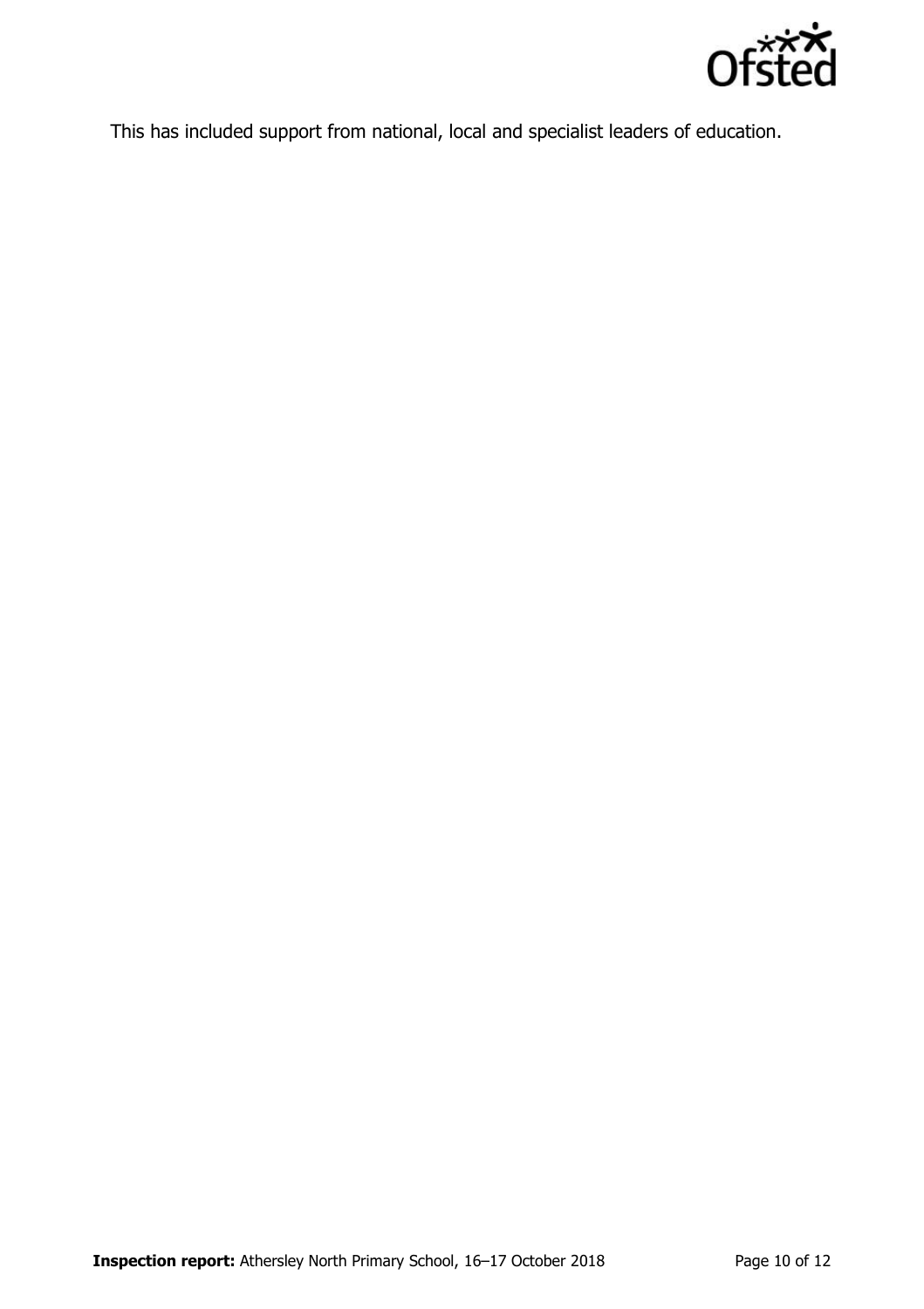This has included support from national, local and specialist leaders of education.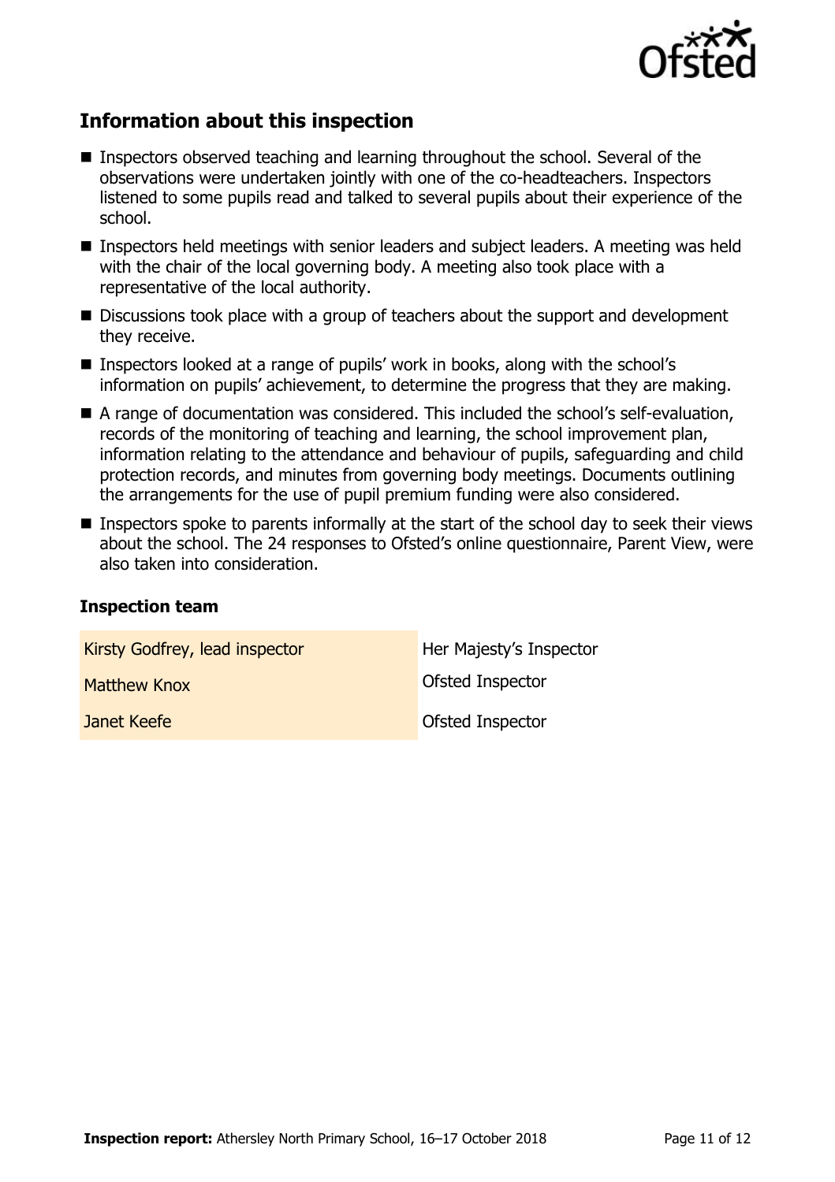## Information about this inspection

- Inspectors observed teaching and learning throughout the school. Several of the observations were undertaken jointly with one of the co-headteachers. Inspectors listened to some pupils read and talked to several pupils about their experience of the school.
- Inspectors held meetings with senior leaders and subject leaders. A meeting was held with the chair of the local governing body. A meeting also took place with a representative of the local authority.
- Discussions took place with a group of teachers about the support and development they receive.
- Inspectors looked at a range of pupils' work in books, along with the school's information on pupils' achievement, to determine the progress that they are making.
- A range of documentation was considered. This included the school's self-evaluation, records of the monitoring of teaching and learning, the school improvement plan, information relating to the attendance and behaviour of pupils, safeguarding and child protection records, and minutes from governing body meetings. Documents outlining the arrangements for the use of pupil premium funding were also considered.
- Inspectors spoke to parents informally at the start of the school day to seek their views about the school. The 24 responses to Ofsted's online questionnaire, Parent View, were also taken into consideration.

### Inspection team

| | |
|---|---|
| Kirsty Godfrey, lead inspector | Her Majesty's Inspector |
| Matthew Knox | Ofsted Inspector |
| Janet Keefe | Ofsted Inspector |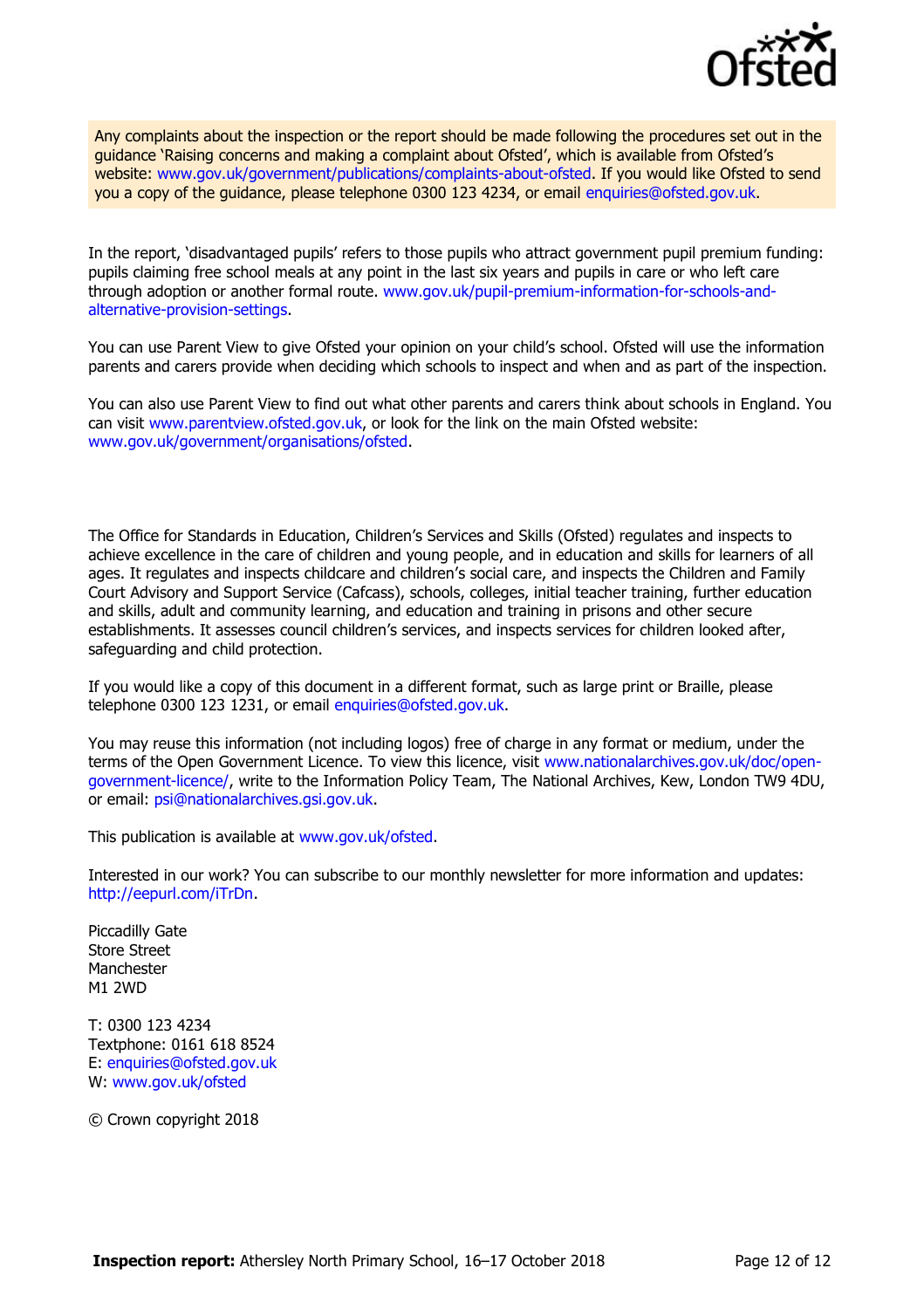Any complaints about the inspection or the report should be made following the procedures set out in the guidance 'Raising concerns and making a complaint about Ofsted', which is available from Ofsted's website: www.gov.uk/government/publications/complaints-about-ofsted. If you would like Ofsted to send you a copy of the guidance, please telephone 0300 123 4234, or email enquiries@ofsted.gov.uk.

In the report, 'disadvantaged pupils' refers to those pupils who attract government pupil premium funding: pupils claiming free school meals at any point in the last six years and pupils in care or who left care through adoption or another formal route. www.gov.uk/pupil-premium-information-for-schools-and-alternative-provision-settings.

You can use Parent View to give Ofsted your opinion on your child's school. Ofsted will use the information parents and carers provide when deciding which schools to inspect and when and as part of the inspection.

You can also use Parent View to find out what other parents and carers think about schools in England. You can visit www.parentview.ofsted.gov.uk, or look for the link on the main Ofsted website: www.gov.uk/government/organisations/ofsted.

The Office for Standards in Education, Children's Services and Skills (Ofsted) regulates and inspects to achieve excellence in the care of children and young people, and in education and skills for learners of all ages. It regulates and inspects childcare and children's social care, and inspects the Children and Family Court Advisory and Support Service (Cafcass), schools, colleges, initial teacher training, further education and skills, adult and community learning, and education and training in prisons and other secure establishments. It assesses council children's services, and inspects services for children looked after, safeguarding and child protection.

If you would like a copy of this document in a different format, such as large print or Braille, please telephone 0300 123 1231, or email enquiries@ofsted.gov.uk.

You may reuse this information (not including logos) free of charge in any format or medium, under the terms of the Open Government Licence. To view this licence, visit www.nationalarchives.gov.uk/doc/open-government-licence/, write to the Information Policy Team, The National Archives, Kew, London TW9 4DU, or email: psi@nationalarchives.gsi.gov.uk.

This publication is available at www.gov.uk/ofsted.

Interested in our work? You can subscribe to our monthly newsletter for more information and updates: http://eepurl.com/iTrDn.

Piccadilly Gate
Store Street
Manchester
M1 2WD

T: 0300 123 4234
Textphone: 0161 618 8524
E: enquiries@ofsted.gov.uk
W: www.gov.uk/ofsted

© Crown copyright 2018